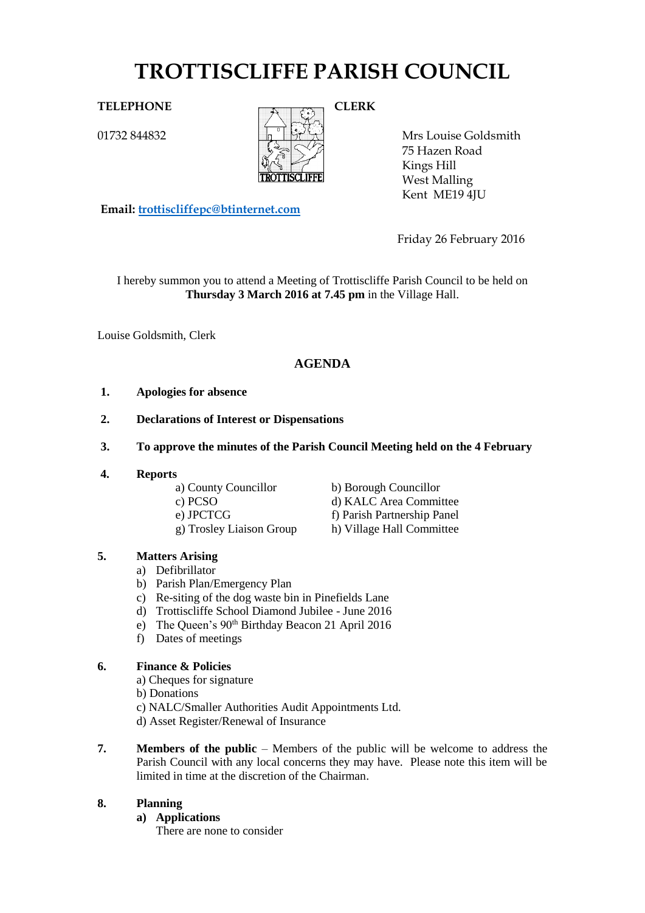# TROTTISCLIFFE PARISH COUNCIL

**TELEPHONE**

01732 844832

**CLERK**

Mrs Louise Goldsmith
75 Hazen Road
Kings Hill
West Malling
Kent ME19 4JU

**Email: trottiscliffepc@btinternet.com**

Friday 26 February 2016

I hereby summon you to attend a Meeting of Trottiscliffe Parish Council to be held on **Thursday 3 March 2016 at 7.45 pm** in the Village Hall.

Louise Goldsmith, Clerk

## AGENDA

1. **Apologies for absence**

2. **Declarations of Interest or Dispensations**

3. **To approve the minutes of the Parish Council Meeting held on the 4 February**

4. **Reports**
   - a) County Councillor
   - b) Borough Councillor
   - c) PCSO
   - d) KALC Area Committee
   - e) JPCTCG
   - f) Parish Partnership Panel
   - g) Trosley Liaison Group
   - h) Village Hall Committee

5. **Matters Arising**
   - a) Defibrillator
   - b) Parish Plan/Emergency Plan
   - c) Re-siting of the dog waste bin in Pinefields Lane
   - d) Trottiscliffe School Diamond Jubilee - June 2016
   - e) The Queen's 90th Birthday Beacon 21 April 2016
   - f) Dates of meetings

6. **Finance & Policies**
   - a) Cheques for signature
   - b) Donations
   - c) NALC/Smaller Authorities Audit Appointments Ltd.
   - d) Asset Register/Renewal of Insurance

7. **Members of the public** – Members of the public will be welcome to address the Parish Council with any local concerns they may have. Please note this item will be limited in time at the discretion of the Chairman.

8. **Planning**
   - **a) Applications**
     There are none to consider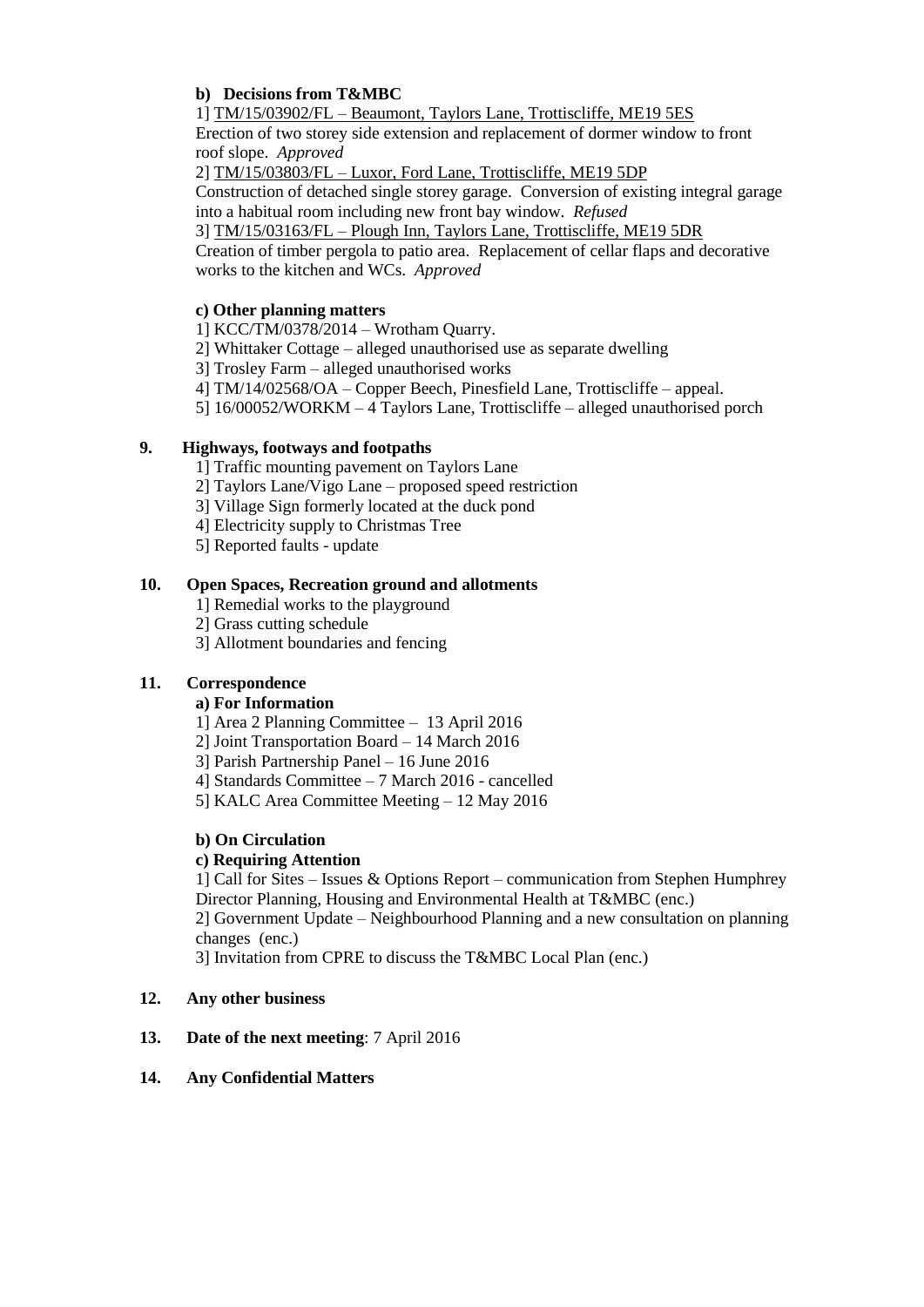**b) Decisions from T&MBC**

1] TM/15/03902/FL – Beaumont, Taylors Lane, Trottiscliffe, ME19 5ES
Erection of two storey side extension and replacement of dormer window to front roof slope. *Approved*

2] TM/15/03803/FL – Luxor, Ford Lane, Trottiscliffe, ME19 5DP
Construction of detached single storey garage. Conversion of existing integral garage into a habitual room including new front bay window. *Refused*

3] TM/15/03163/FL – Plough Inn, Taylors Lane, Trottiscliffe, ME19 5DR
Creation of timber pergola to patio area. Replacement of cellar flaps and decorative works to the kitchen and WCs. *Approved*

**c) Other planning matters**

1] KCC/TM/0378/2014 – Wrotham Quarry.
2] Whittaker Cottage – alleged unauthorised use as separate dwelling
3] Trosley Farm – alleged unauthorised works
4] TM/14/02568/OA – Copper Beech, Pinesfield Lane, Trottiscliffe – appeal.
5] 16/00052/WORKM – 4 Taylors Lane, Trottiscliffe – alleged unauthorised porch

**9. Highways, footways and footpaths**

1] Traffic mounting pavement on Taylors Lane
2] Taylors Lane/Vigo Lane – proposed speed restriction
3] Village Sign formerly located at the duck pond
4] Electricity supply to Christmas Tree
5] Reported faults - update

**10. Open Spaces, Recreation ground and allotments**

1] Remedial works to the playground
2] Grass cutting schedule
3] Allotment boundaries and fencing

**11. Correspondence**

**a) For Information**

1] Area 2 Planning Committee – 13 April 2016
2] Joint Transportation Board – 14 March 2016
3] Parish Partnership Panel – 16 June 2016
4] Standards Committee – 7 March 2016 - cancelled
5] KALC Area Committee Meeting – 12 May 2016

**b) On Circulation**

**c) Requiring Attention**

1] Call for Sites – Issues & Options Report – communication from Stephen Humphrey Director Planning, Housing and Environmental Health at T&MBC (enc.)
2] Government Update – Neighbourhood Planning and a new consultation on planning changes (enc.)
3] Invitation from CPRE to discuss the T&MBC Local Plan (enc.)

**12. Any other business**

**13. Date of the next meeting**: 7 April 2016

**14. Any Confidential Matters**